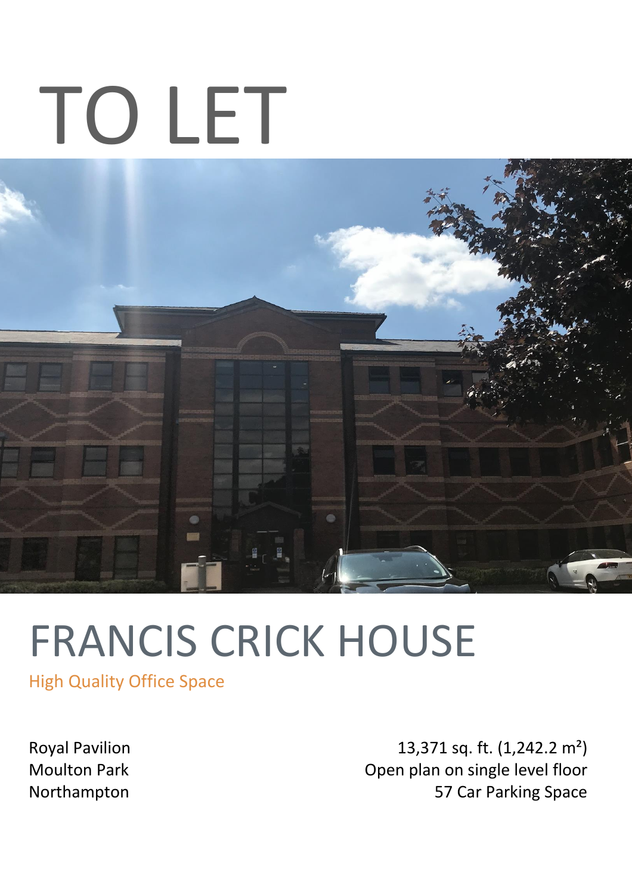# TO LET

# FRANCIS CRICK HOUSE

High Quality Office Space

Royal Pavilion
Moulton Park
Northampton

13,371 sq. ft. (1,242.2 m²)
Open plan on single level floor
57 Car Parking Space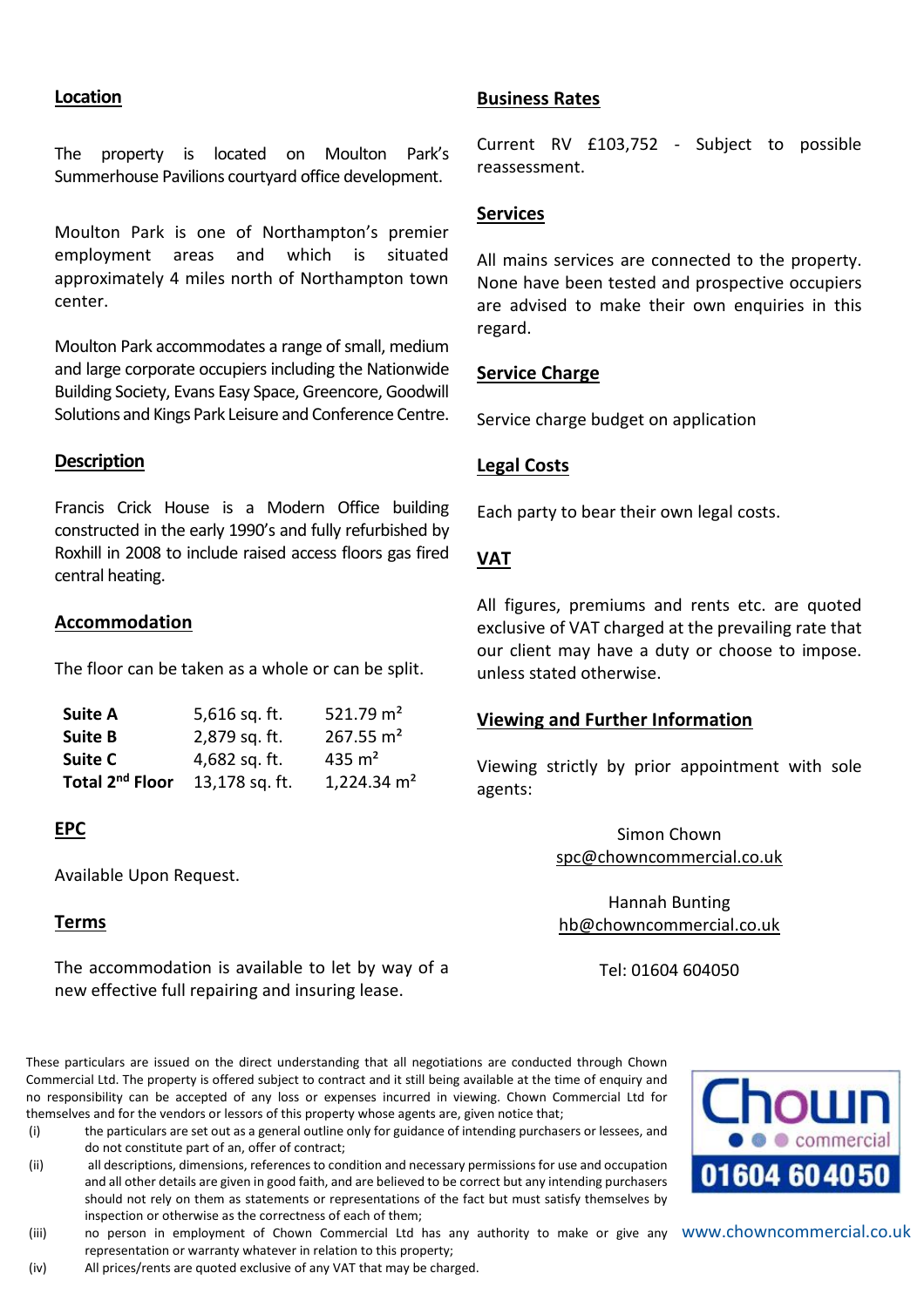## Location

The property is located on Moulton Park's Summerhouse Pavilions courtyard office development.

Moulton Park is one of Northampton's premier employment areas and which is situated approximately 4 miles north of Northampton town center.

Moulton Park accommodates a range of small, medium and large corporate occupiers including the Nationwide Building Society, Evans Easy Space, Greencore, Goodwill Solutions and Kings Park Leisure and Conference Centre.

## Description

Francis Crick House is a Modern Office building constructed in the early 1990's and fully refurbished by Roxhill in 2008 to include raised access floors gas fired central heating.

## Accommodation

The floor can be taken as a whole or can be split.

| | | |
|---|---|---|
| **Suite A** | 5,616 sq. ft. | 521.79 m² |
| **Suite B** | 2,879 sq. ft. | 267.55 m² |
| **Suite C** | 4,682 sq. ft. | 435 m² |
| **Total 2nd Floor** | 13,178 sq. ft. | 1,224.34 m² |

## EPC

Available Upon Request.

## Terms

The accommodation is available to let by way of a new effective full repairing and insuring lease.

## Business Rates

Current RV £103,752 - Subject to possible reassessment.

## Services

All mains services are connected to the property. None have been tested and prospective occupiers are advised to make their own enquiries in this regard.

## Service Charge

Service charge budget on application

## Legal Costs

Each party to bear their own legal costs.

## VAT

All figures, premiums and rents etc. are quoted exclusive of VAT charged at the prevailing rate that our client may have a duty or choose to impose. unless stated otherwise.

## Viewing and Further Information

Viewing strictly by prior appointment with sole agents:

Simon Chown
spc@chowncommercial.co.uk

Hannah Bunting
hb@chowncommercial.co.uk

Tel: 01604 604050

These particulars are issued on the direct understanding that all negotiations are conducted through Chown Commercial Ltd. The property is offered subject to contract and it still being available at the time of enquiry and no responsibility can be accepted of any loss or expenses incurred in viewing. Chown Commercial Ltd for themselves and for the vendors or lessors of this property whose agents are, given notice that;

(i) the particulars are set out as a general outline only for guidance of intending purchasers or lessees, and do not constitute part of an, offer of contract;
(ii) all descriptions, dimensions, references to condition and necessary permissions for use and occupation and all other details are given in good faith, and are believed to be correct but any intending purchasers should not rely on them as statements or representations of the fact but must satisfy themselves by inspection or otherwise as the correctness of each of them;
(iii) no person in employment of Chown Commercial Ltd has any authority to make or give any representation or warranty whatever in relation to this property;
(iv) All prices/rents are quoted exclusive of any VAT that may be charged.

Chown commercial 01604 604050

www.chowncommercial.co.uk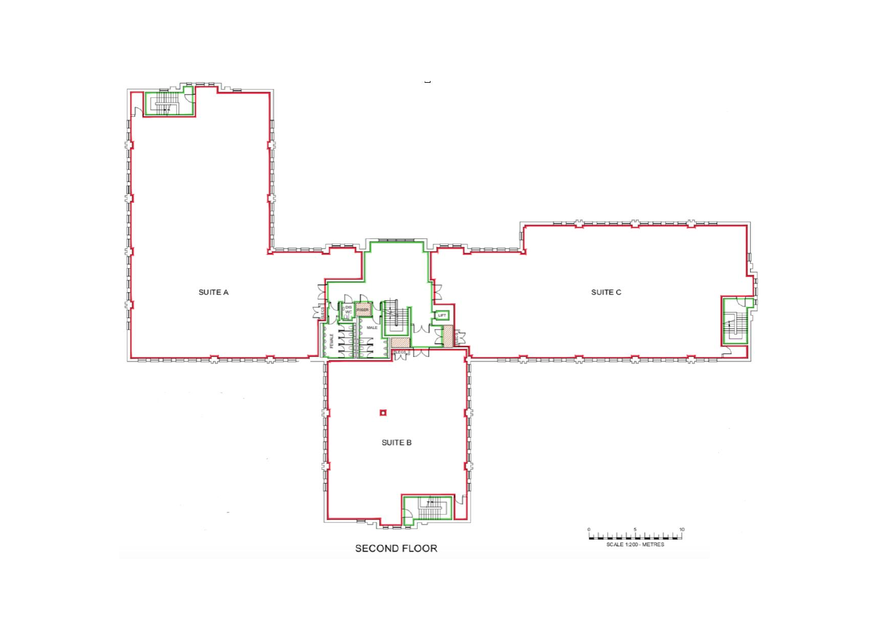SUITE A

SUITE C

SUITE B

DIS WC

RISER

FEMALE

MALE

LIFT

CLEANS

SECOND FLOOR

0 5 10

SCALE 1:200 - METRES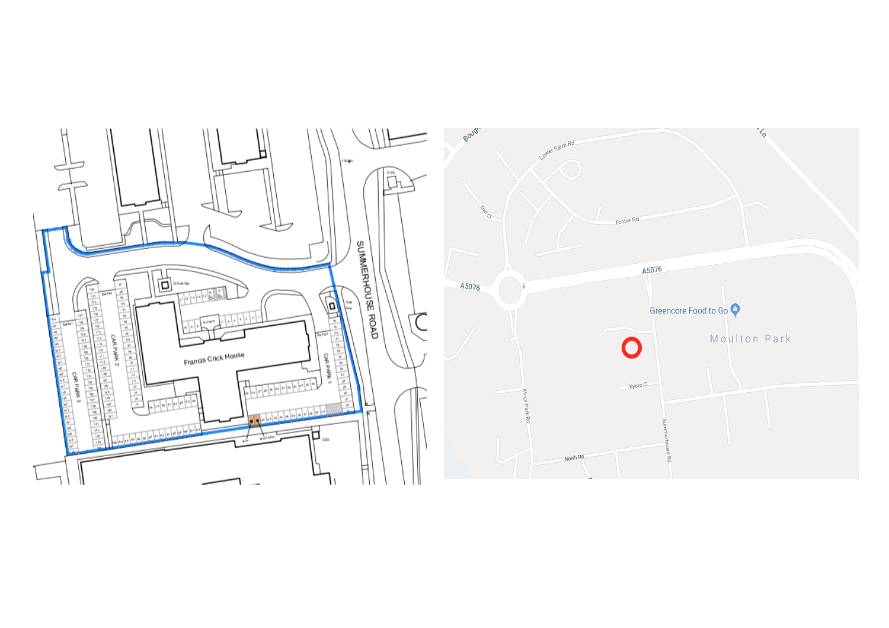SUMMERHOUSE ROAD

Francis Crick House

CAR PARK 1

CAR PARK 2

CAR PARK 3

Lower Farm Rd

Owl Cl

Tenter Rd

A5076

A5076

Greencore Food to Go

Moulton Park

Kyoto Cl

Kings Park Rd

Summerhouse Rd

North Rd